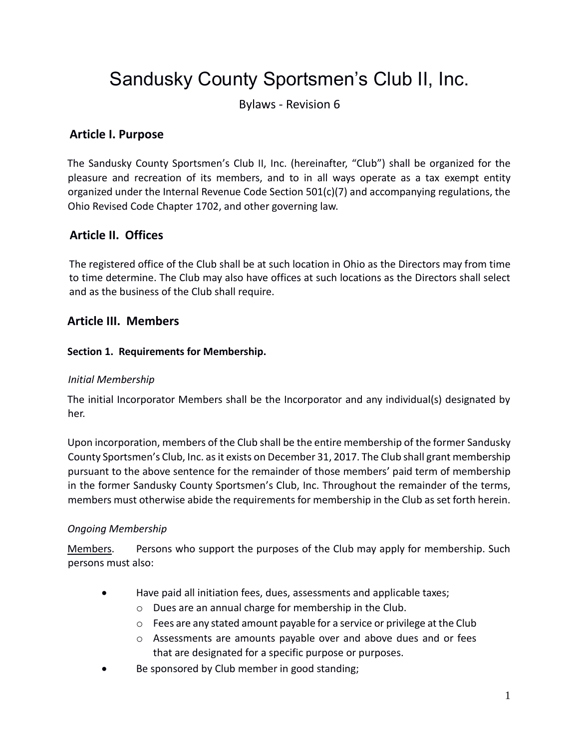# Sandusky County Sportsmen's Club II, Inc.

Bylaws - Revision 6

## Article I. Purpose

The Sandusky County Sportsmen's Club II, Inc. (hereinafter, "Club") shall be organized for the pleasure and recreation of its members, and to in all ways operate as a tax exempt entity organized under the Internal Revenue Code Section 501(c)(7) and accompanying regulations, the Ohio Revised Code Chapter 1702, and other governing law.

## Article II. Offices

The registered office of the Club shall be at such location in Ohio as the Directors may from time to time determine. The Club may also have offices at such locations as the Directors shall select and as the business of the Club shall require.

## Article III. Members

### Section 1. Requirements for Membership.

*Initial Membership*

The initial Incorporator Members shall be the Incorporator and any individual(s) designated by her.

Upon incorporation, members of the Club shall be the entire membership of the former Sandusky County Sportsmen's Club, Inc. as it exists on December 31, 2017. The Club shall grant membership pursuant to the above sentence for the remainder of those members' paid term of membership in the former Sandusky County Sportsmen's Club, Inc. Throughout the remainder of the terms, members must otherwise abide the requirements for membership in the Club as set forth herein.

*Ongoing Membership*

Members. Persons who support the purposes of the Club may apply for membership. Such persons must also:

- Have paid all initiation fees, dues, assessments and applicable taxes;
  - Dues are an annual charge for membership in the Club.
  - Fees are any stated amount payable for a service or privilege at the Club
  - Assessments are amounts payable over and above dues and or fees that are designated for a specific purpose or purposes.
- Be sponsored by Club member in good standing;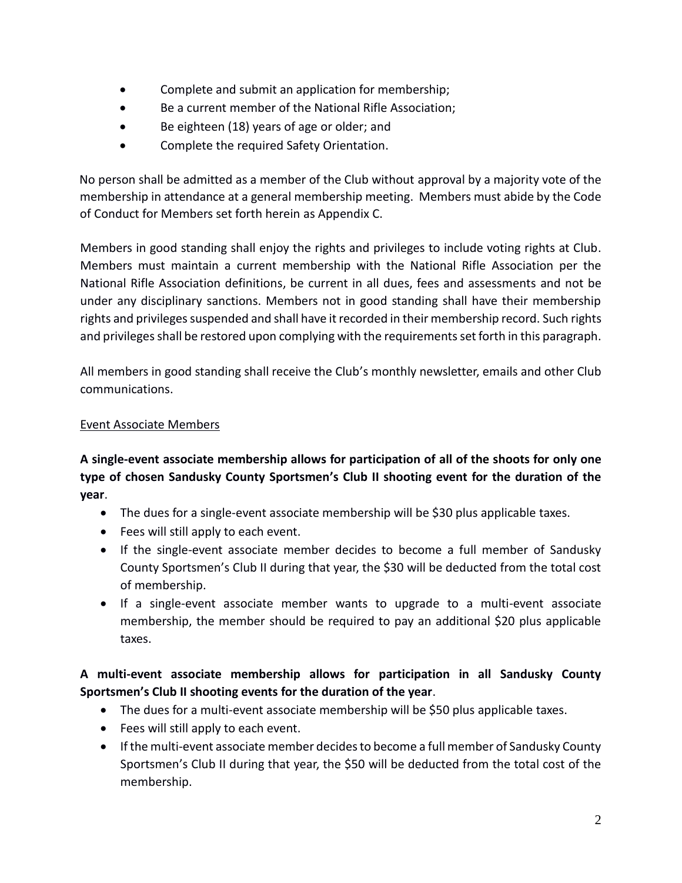- Complete and submit an application for membership;
- Be a current member of the National Rifle Association;
- Be eighteen (18) years of age or older; and
- Complete the required Safety Orientation.

No person shall be admitted as a member of the Club without approval by a majority vote of the membership in attendance at a general membership meeting. Members must abide by the Code of Conduct for Members set forth herein as Appendix C.

Members in good standing shall enjoy the rights and privileges to include voting rights at Club. Members must maintain a current membership with the National Rifle Association per the National Rifle Association definitions, be current in all dues, fees and assessments and not be under any disciplinary sanctions. Members not in good standing shall have their membership rights and privileges suspended and shall have it recorded in their membership record. Such rights and privileges shall be restored upon complying with the requirements set forth in this paragraph.

All members in good standing shall receive the Club's monthly newsletter, emails and other Club communications.

Event Associate Members

**A single-event associate membership allows for participation of all of the shoots for only one type of chosen Sandusky County Sportsmen's Club II shooting event for the duration of the year**.

- The dues for a single-event associate membership will be $30 plus applicable taxes.
- Fees will still apply to each event.
- If the single-event associate member decides to become a full member of Sandusky County Sportsmen's Club II during that year, the $30 will be deducted from the total cost of membership.
- If a single-event associate member wants to upgrade to a multi-event associate membership, the member should be required to pay an additional $20 plus applicable taxes.

**A multi-event associate membership allows for participation in all Sandusky County Sportsmen's Club II shooting events for the duration of the year**.

- The dues for a multi-event associate membership will be $50 plus applicable taxes.
- Fees will still apply to each event.
- If the multi-event associate member decides to become a full member of Sandusky County Sportsmen's Club II during that year, the $50 will be deducted from the total cost of the membership.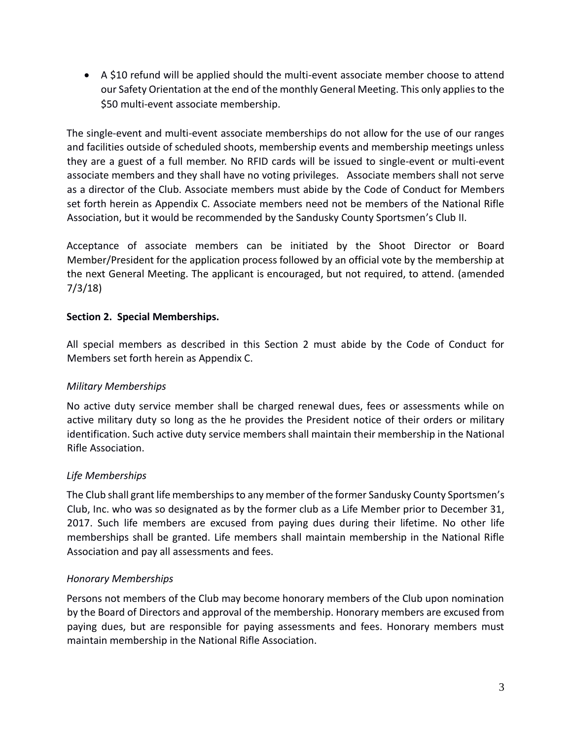- A $10 refund will be applied should the multi-event associate member choose to attend our Safety Orientation at the end of the monthly General Meeting. This only applies to the $50 multi-event associate membership.

The single-event and multi-event associate memberships do not allow for the use of our ranges and facilities outside of scheduled shoots, membership events and membership meetings unless they are a guest of a full member. No RFID cards will be issued to single-event or multi-event associate members and they shall have no voting privileges. Associate members shall not serve as a director of the Club. Associate members must abide by the Code of Conduct for Members set forth herein as Appendix C. Associate members need not be members of the National Rifle Association, but it would be recommended by the Sandusky County Sportsmen's Club II.

Acceptance of associate members can be initiated by the Shoot Director or Board Member/President for the application process followed by an official vote by the membership at the next General Meeting. The applicant is encouraged, but not required, to attend. (amended 7/3/18)

**Section 2. Special Memberships.**

All special members as described in this Section 2 must abide by the Code of Conduct for Members set forth herein as Appendix C.

*Military Memberships*

No active duty service member shall be charged renewal dues, fees or assessments while on active military duty so long as the he provides the President notice of their orders or military identification. Such active duty service members shall maintain their membership in the National Rifle Association.

*Life Memberships*

The Club shall grant life memberships to any member of the former Sandusky County Sportsmen's Club, Inc. who was so designated as by the former club as a Life Member prior to December 31, 2017. Such life members are excused from paying dues during their lifetime. No other life memberships shall be granted. Life members shall maintain membership in the National Rifle Association and pay all assessments and fees.

*Honorary Memberships*

Persons not members of the Club may become honorary members of the Club upon nomination by the Board of Directors and approval of the membership. Honorary members are excused from paying dues, but are responsible for paying assessments and fees. Honorary members must maintain membership in the National Rifle Association.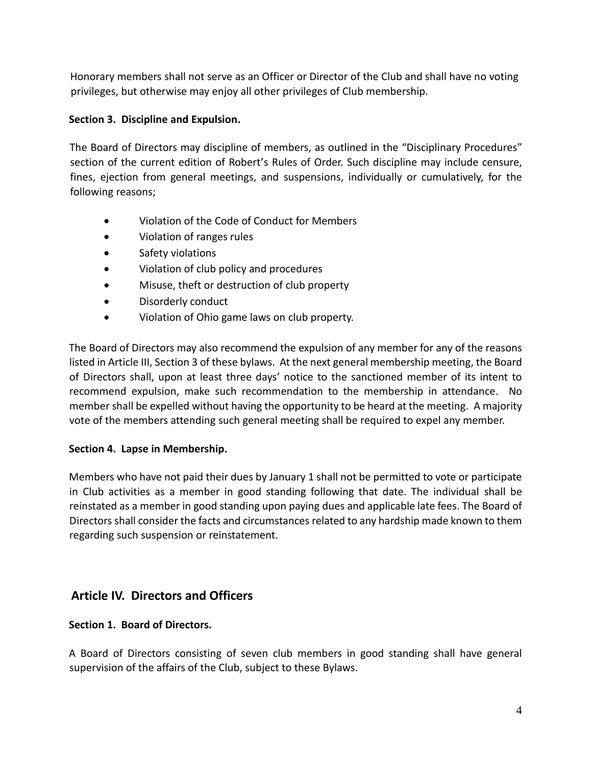Honorary members shall not serve as an Officer or Director of the Club and shall have no voting privileges, but otherwise may enjoy all other privileges of Club membership.

### Section 3. Discipline and Expulsion.

The Board of Directors may discipline of members, as outlined in the "Disciplinary Procedures" section of the current edition of Robert's Rules of Order. Such discipline may include censure, fines, ejection from general meetings, and suspensions, individually or cumulatively, for the following reasons;

- Violation of the Code of Conduct for Members
- Violation of ranges rules
- Safety violations
- Violation of club policy and procedures
- Misuse, theft or destruction of club property
- Disorderly conduct
- Violation of Ohio game laws on club property.

The Board of Directors may also recommend the expulsion of any member for any of the reasons listed in Article III, Section 3 of these bylaws. At the next general membership meeting, the Board of Directors shall, upon at least three days' notice to the sanctioned member of its intent to recommend expulsion, make such recommendation to the membership in attendance. No member shall be expelled without having the opportunity to be heard at the meeting. A majority vote of the members attending such general meeting shall be required to expel any member.

### Section 4. Lapse in Membership.

Members who have not paid their dues by January 1 shall not be permitted to vote or participate in Club activities as a member in good standing following that date. The individual shall be reinstated as a member in good standing upon paying dues and applicable late fees. The Board of Directors shall consider the facts and circumstances related to any hardship made known to them regarding such suspension or reinstatement.

## Article IV. Directors and Officers

### Section 1. Board of Directors.

A Board of Directors consisting of seven club members in good standing shall have general supervision of the affairs of the Club, subject to these Bylaws.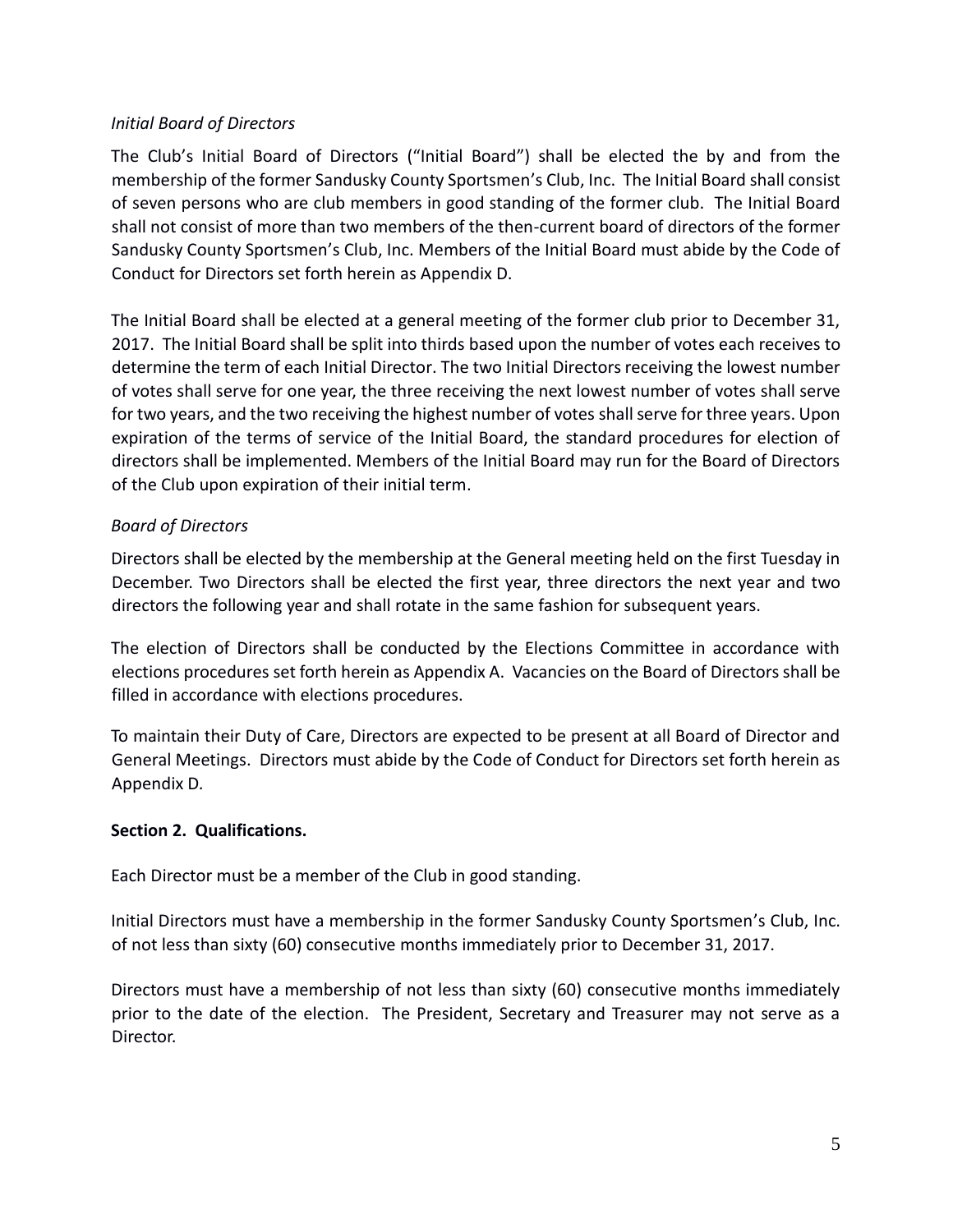*Initial Board of Directors*

The Club's Initial Board of Directors ("Initial Board") shall be elected the by and from the membership of the former Sandusky County Sportsmen's Club, Inc. The Initial Board shall consist of seven persons who are club members in good standing of the former club. The Initial Board shall not consist of more than two members of the then-current board of directors of the former Sandusky County Sportsmen's Club, Inc. Members of the Initial Board must abide by the Code of Conduct for Directors set forth herein as Appendix D.

The Initial Board shall be elected at a general meeting of the former club prior to December 31, 2017. The Initial Board shall be split into thirds based upon the number of votes each receives to determine the term of each Initial Director. The two Initial Directors receiving the lowest number of votes shall serve for one year, the three receiving the next lowest number of votes shall serve for two years, and the two receiving the highest number of votes shall serve for three years. Upon expiration of the terms of service of the Initial Board, the standard procedures for election of directors shall be implemented. Members of the Initial Board may run for the Board of Directors of the Club upon expiration of their initial term.

*Board of Directors*

Directors shall be elected by the membership at the General meeting held on the first Tuesday in December. Two Directors shall be elected the first year, three directors the next year and two directors the following year and shall rotate in the same fashion for subsequent years.

The election of Directors shall be conducted by the Elections Committee in accordance with elections procedures set forth herein as Appendix A. Vacancies on the Board of Directors shall be filled in accordance with elections procedures.

To maintain their Duty of Care, Directors are expected to be present at all Board of Director and General Meetings. Directors must abide by the Code of Conduct for Directors set forth herein as Appendix D.

**Section 2. Qualifications.**

Each Director must be a member of the Club in good standing.

Initial Directors must have a membership in the former Sandusky County Sportsmen's Club, Inc. of not less than sixty (60) consecutive months immediately prior to December 31, 2017.

Directors must have a membership of not less than sixty (60) consecutive months immediately prior to the date of the election. The President, Secretary and Treasurer may not serve as a Director.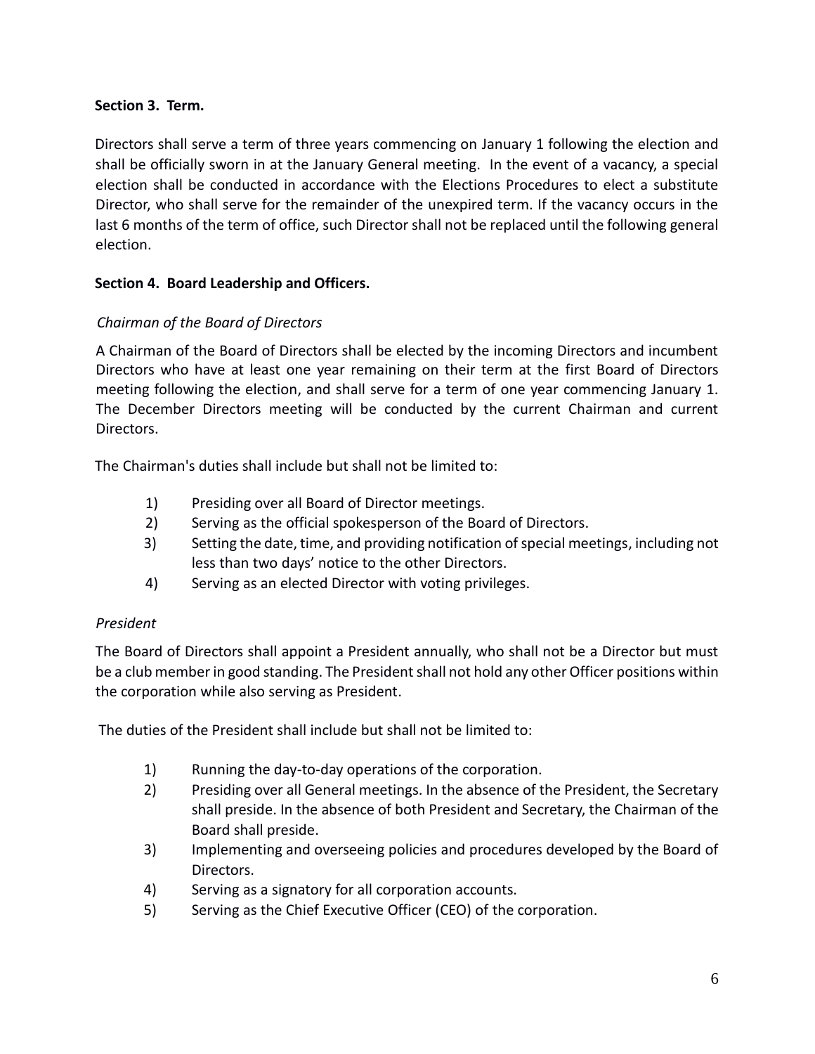**Section 3. Term.**

Directors shall serve a term of three years commencing on January 1 following the election and shall be officially sworn in at the January General meeting. In the event of a vacancy, a special election shall be conducted in accordance with the Elections Procedures to elect a substitute Director, who shall serve for the remainder of the unexpired term. If the vacancy occurs in the last 6 months of the term of office, such Director shall not be replaced until the following general election.

**Section 4. Board Leadership and Officers.**

*Chairman of the Board of Directors*

A Chairman of the Board of Directors shall be elected by the incoming Directors and incumbent Directors who have at least one year remaining on their term at the first Board of Directors meeting following the election, and shall serve for a term of one year commencing January 1. The December Directors meeting will be conducted by the current Chairman and current Directors.

The Chairman's duties shall include but shall not be limited to:

1) Presiding over all Board of Director meetings.
2) Serving as the official spokesperson of the Board of Directors.
3) Setting the date, time, and providing notification of special meetings, including not less than two days' notice to the other Directors.
4) Serving as an elected Director with voting privileges.

*President*

The Board of Directors shall appoint a President annually, who shall not be a Director but must be a club member in good standing. The President shall not hold any other Officer positions within the corporation while also serving as President.

The duties of the President shall include but shall not be limited to:

1) Running the day-to-day operations of the corporation.
2) Presiding over all General meetings. In the absence of the President, the Secretary shall preside. In the absence of both President and Secretary, the Chairman of the Board shall preside.
3) Implementing and overseeing policies and procedures developed by the Board of Directors.
4) Serving as a signatory for all corporation accounts.
5) Serving as the Chief Executive Officer (CEO) of the corporation.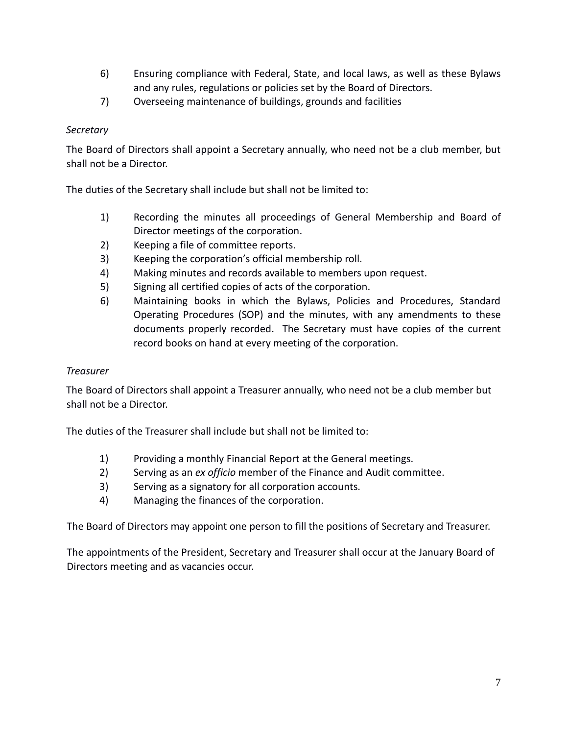6) Ensuring compliance with Federal, State, and local laws, as well as these Bylaws and any rules, regulations or policies set by the Board of Directors.
7) Overseeing maintenance of buildings, grounds and facilities

*Secretary*

The Board of Directors shall appoint a Secretary annually, who need not be a club member, but shall not be a Director.

The duties of the Secretary shall include but shall not be limited to:

1) Recording the minutes all proceedings of General Membership and Board of Director meetings of the corporation.
2) Keeping a file of committee reports.
3) Keeping the corporation's official membership roll.
4) Making minutes and records available to members upon request.
5) Signing all certified copies of acts of the corporation.
6) Maintaining books in which the Bylaws, Policies and Procedures, Standard Operating Procedures (SOP) and the minutes, with any amendments to these documents properly recorded. The Secretary must have copies of the current record books on hand at every meeting of the corporation.

*Treasurer*

The Board of Directors shall appoint a Treasurer annually, who need not be a club member but shall not be a Director.

The duties of the Treasurer shall include but shall not be limited to:

1) Providing a monthly Financial Report at the General meetings.
2) Serving as an *ex officio* member of the Finance and Audit committee.
3) Serving as a signatory for all corporation accounts.
4) Managing the finances of the corporation.

The Board of Directors may appoint one person to fill the positions of Secretary and Treasurer.

The appointments of the President, Secretary and Treasurer shall occur at the January Board of Directors meeting and as vacancies occur.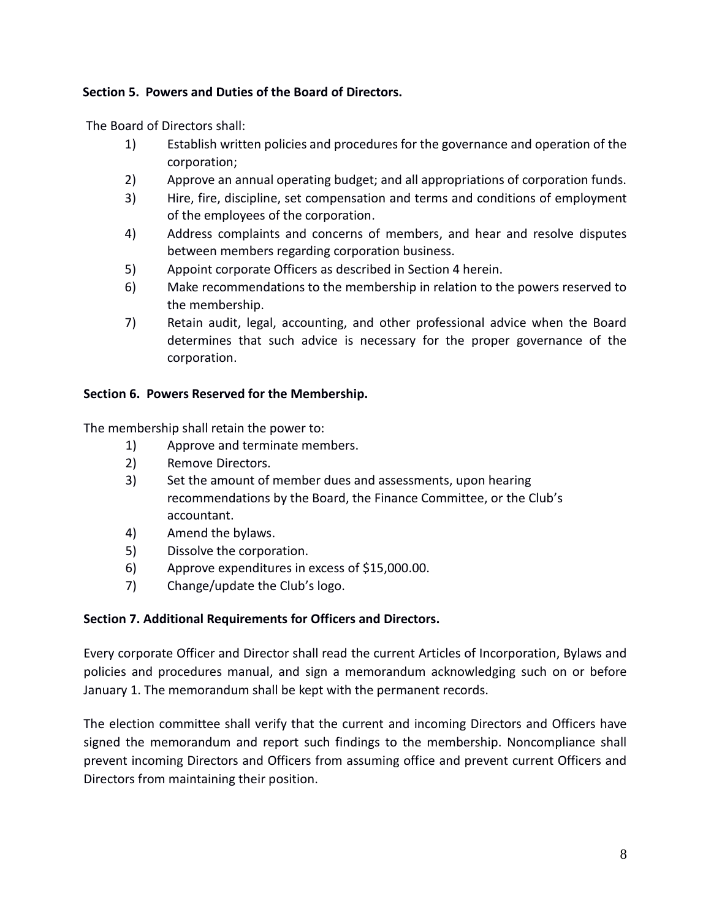**Section 5. Powers and Duties of the Board of Directors.**

The Board of Directors shall:

1) Establish written policies and procedures for the governance and operation of the corporation;
2) Approve an annual operating budget; and all appropriations of corporation funds.
3) Hire, fire, discipline, set compensation and terms and conditions of employment of the employees of the corporation.
4) Address complaints and concerns of members, and hear and resolve disputes between members regarding corporation business.
5) Appoint corporate Officers as described in Section 4 herein.
6) Make recommendations to the membership in relation to the powers reserved to the membership.
7) Retain audit, legal, accounting, and other professional advice when the Board determines that such advice is necessary for the proper governance of the corporation.

**Section 6. Powers Reserved for the Membership.**

The membership shall retain the power to:

1) Approve and terminate members.
2) Remove Directors.
3) Set the amount of member dues and assessments, upon hearing recommendations by the Board, the Finance Committee, or the Club's accountant.
4) Amend the bylaws.
5) Dissolve the corporation.
6) Approve expenditures in excess of $15,000.00.
7) Change/update the Club's logo.

**Section 7. Additional Requirements for Officers and Directors.**

Every corporate Officer and Director shall read the current Articles of Incorporation, Bylaws and policies and procedures manual, and sign a memorandum acknowledging such on or before January 1. The memorandum shall be kept with the permanent records.

The election committee shall verify that the current and incoming Directors and Officers have signed the memorandum and report such findings to the membership. Noncompliance shall prevent incoming Directors and Officers from assuming office and prevent current Officers and Directors from maintaining their position.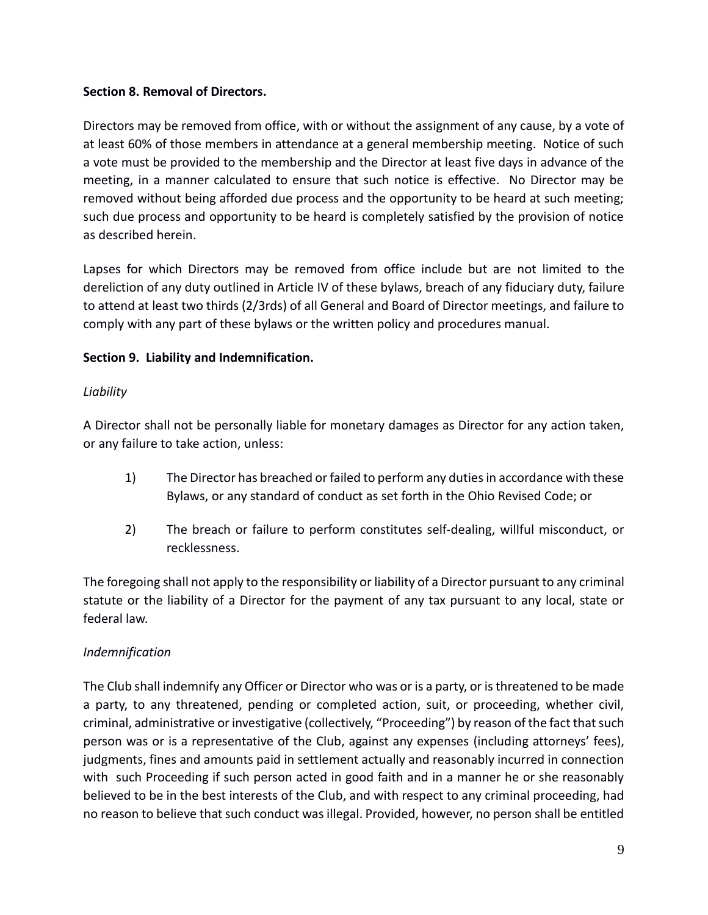**Section 8. Removal of Directors.**

Directors may be removed from office, with or without the assignment of any cause, by a vote of at least 60% of those members in attendance at a general membership meeting. Notice of such a vote must be provided to the membership and the Director at least five days in advance of the meeting, in a manner calculated to ensure that such notice is effective. No Director may be removed without being afforded due process and the opportunity to be heard at such meeting; such due process and opportunity to be heard is completely satisfied by the provision of notice as described herein.

Lapses for which Directors may be removed from office include but are not limited to the dereliction of any duty outlined in Article IV of these bylaws, breach of any fiduciary duty, failure to attend at least two thirds (2/3rds) of all General and Board of Director meetings, and failure to comply with any part of these bylaws or the written policy and procedures manual.

**Section 9. Liability and Indemnification.**

*Liability*

A Director shall not be personally liable for monetary damages as Director for any action taken, or any failure to take action, unless:

1) The Director has breached or failed to perform any duties in accordance with these Bylaws, or any standard of conduct as set forth in the Ohio Revised Code; or

2) The breach or failure to perform constitutes self-dealing, willful misconduct, or recklessness.

The foregoing shall not apply to the responsibility or liability of a Director pursuant to any criminal statute or the liability of a Director for the payment of any tax pursuant to any local, state or federal law.

*Indemnification*

The Club shall indemnify any Officer or Director who was or is a party, or is threatened to be made a party, to any threatened, pending or completed action, suit, or proceeding, whether civil, criminal, administrative or investigative (collectively, "Proceeding") by reason of the fact that such person was or is a representative of the Club, against any expenses (including attorneys' fees), judgments, fines and amounts paid in settlement actually and reasonably incurred in connection with such Proceeding if such person acted in good faith and in a manner he or she reasonably believed to be in the best interests of the Club, and with respect to any criminal proceeding, had no reason to believe that such conduct was illegal. Provided, however, no person shall be entitled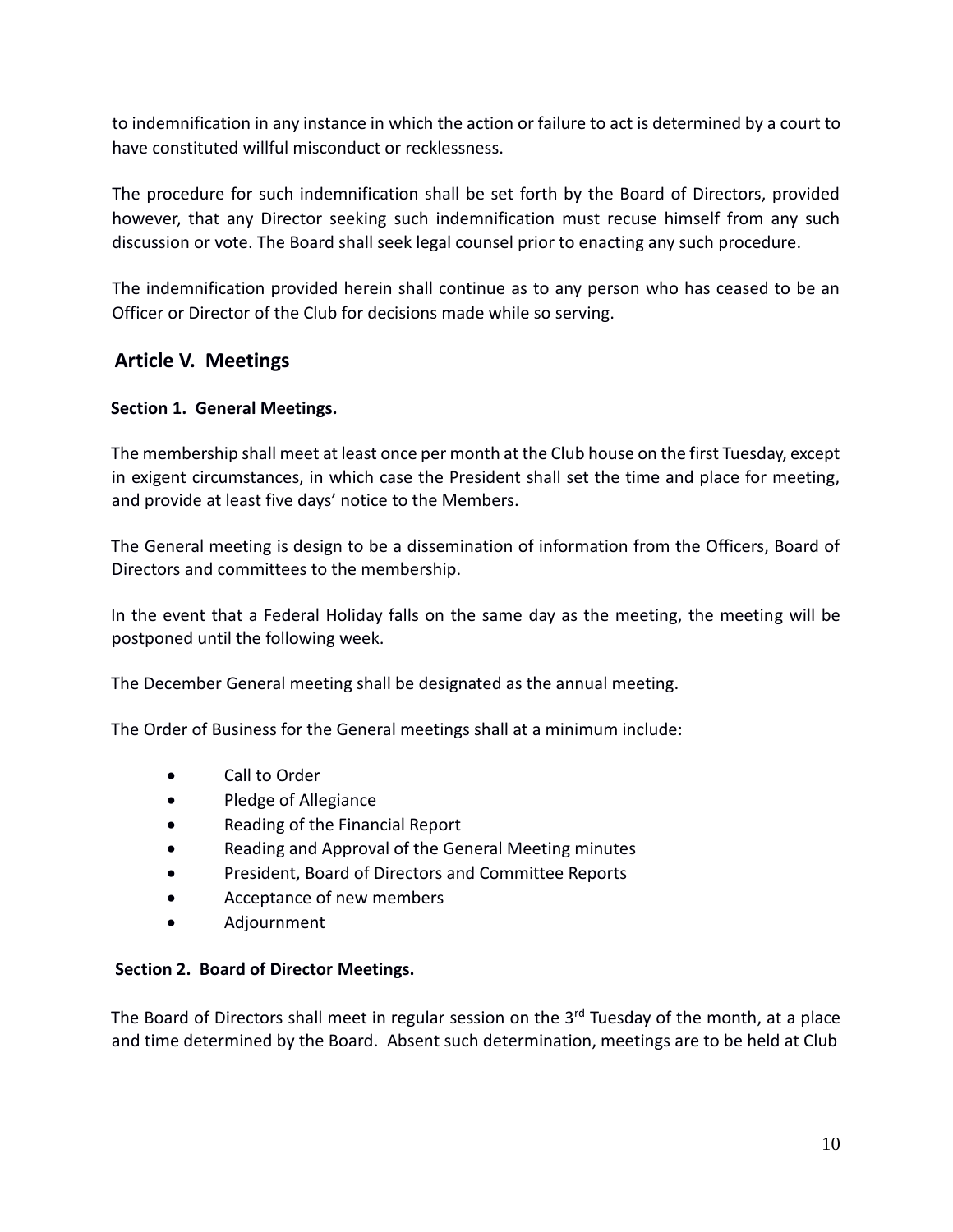to indemnification in any instance in which the action or failure to act is determined by a court to have constituted willful misconduct or recklessness.

The procedure for such indemnification shall be set forth by the Board of Directors, provided however, that any Director seeking such indemnification must recuse himself from any such discussion or vote. The Board shall seek legal counsel prior to enacting any such procedure.

The indemnification provided herein shall continue as to any person who has ceased to be an Officer or Director of the Club for decisions made while so serving.

## Article V. Meetings

### Section 1. General Meetings.

The membership shall meet at least once per month at the Club house on the first Tuesday, except in exigent circumstances, in which case the President shall set the time and place for meeting, and provide at least five days' notice to the Members.

The General meeting is design to be a dissemination of information from the Officers, Board of Directors and committees to the membership.

In the event that a Federal Holiday falls on the same day as the meeting, the meeting will be postponed until the following week.

The December General meeting shall be designated as the annual meeting.

The Order of Business for the General meetings shall at a minimum include:

- Call to Order
- Pledge of Allegiance
- Reading of the Financial Report
- Reading and Approval of the General Meeting minutes
- President, Board of Directors and Committee Reports
- Acceptance of new members
- Adjournment

### Section 2. Board of Director Meetings.

The Board of Directors shall meet in regular session on the 3rd Tuesday of the month, at a place and time determined by the Board. Absent such determination, meetings are to be held at Club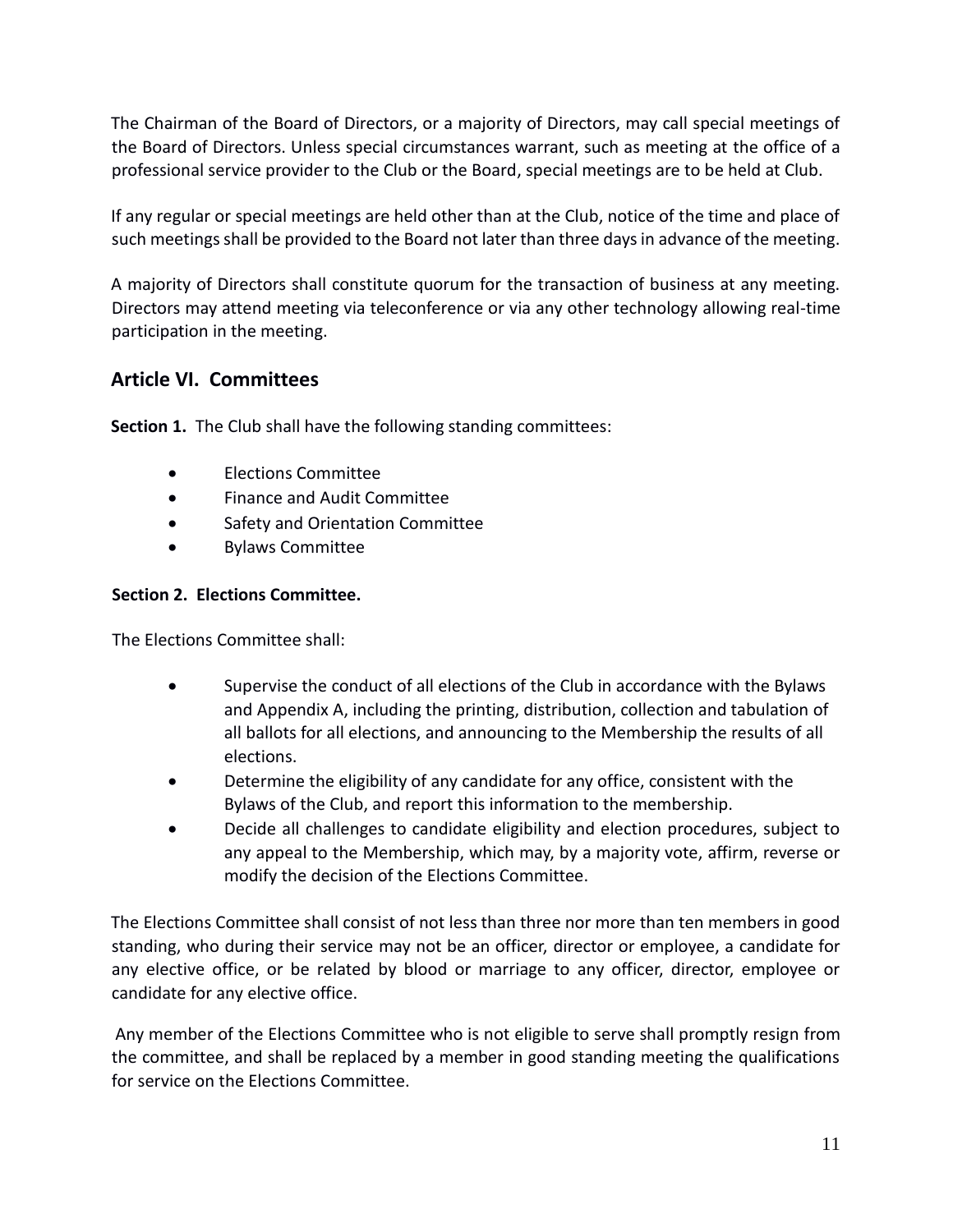The Chairman of the Board of Directors, or a majority of Directors, may call special meetings of the Board of Directors. Unless special circumstances warrant, such as meeting at the office of a professional service provider to the Club or the Board, special meetings are to be held at Club.

If any regular or special meetings are held other than at the Club, notice of the time and place of such meetings shall be provided to the Board not later than three days in advance of the meeting.

A majority of Directors shall constitute quorum for the transaction of business at any meeting. Directors may attend meeting via teleconference or via any other technology allowing real-time participation in the meeting.

## Article VI. Committees

**Section 1.** The Club shall have the following standing committees:

- Elections Committee
- Finance and Audit Committee
- Safety and Orientation Committee
- Bylaws Committee

**Section 2. Elections Committee.**

The Elections Committee shall:

- Supervise the conduct of all elections of the Club in accordance with the Bylaws and Appendix A, including the printing, distribution, collection and tabulation of all ballots for all elections, and announcing to the Membership the results of all elections.
- Determine the eligibility of any candidate for any office, consistent with the Bylaws of the Club, and report this information to the membership.
- Decide all challenges to candidate eligibility and election procedures, subject to any appeal to the Membership, which may, by a majority vote, affirm, reverse or modify the decision of the Elections Committee.

The Elections Committee shall consist of not less than three nor more than ten members in good standing, who during their service may not be an officer, director or employee, a candidate for any elective office, or be related by blood or marriage to any officer, director, employee or candidate for any elective office.

Any member of the Elections Committee who is not eligible to serve shall promptly resign from the committee, and shall be replaced by a member in good standing meeting the qualifications for service on the Elections Committee.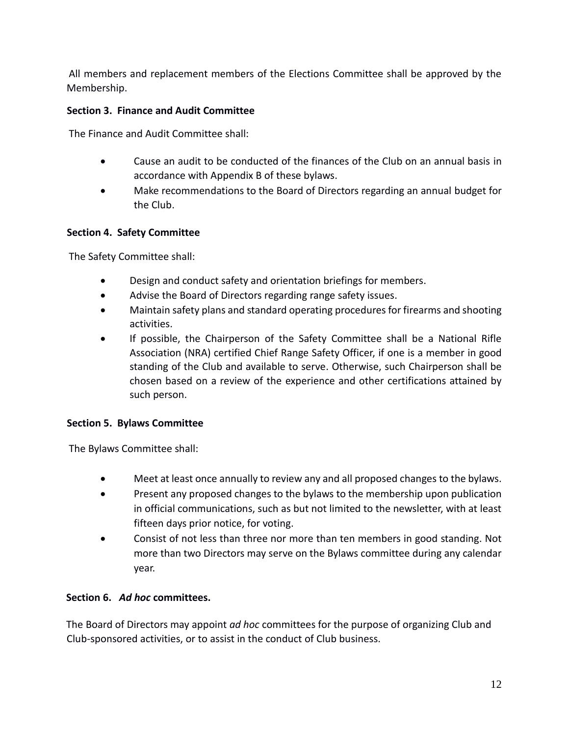All members and replacement members of the Elections Committee shall be approved by the Membership.

**Section 3. Finance and Audit Committee**

The Finance and Audit Committee shall:

- Cause an audit to be conducted of the finances of the Club on an annual basis in accordance with Appendix B of these bylaws.
- Make recommendations to the Board of Directors regarding an annual budget for the Club.

**Section 4. Safety Committee**

The Safety Committee shall:

- Design and conduct safety and orientation briefings for members.
- Advise the Board of Directors regarding range safety issues.
- Maintain safety plans and standard operating procedures for firearms and shooting activities.
- If possible, the Chairperson of the Safety Committee shall be a National Rifle Association (NRA) certified Chief Range Safety Officer, if one is a member in good standing of the Club and available to serve. Otherwise, such Chairperson shall be chosen based on a review of the experience and other certifications attained by such person.

**Section 5. Bylaws Committee**

The Bylaws Committee shall:

- Meet at least once annually to review any and all proposed changes to the bylaws.
- Present any proposed changes to the bylaws to the membership upon publication in official communications, such as but not limited to the newsletter, with at least fifteen days prior notice, for voting.
- Consist of not less than three nor more than ten members in good standing. Not more than two Directors may serve on the Bylaws committee during any calendar year.

**Section 6. *Ad hoc* committees.**

The Board of Directors may appoint *ad hoc* committees for the purpose of organizing Club and Club-sponsored activities, or to assist in the conduct of Club business.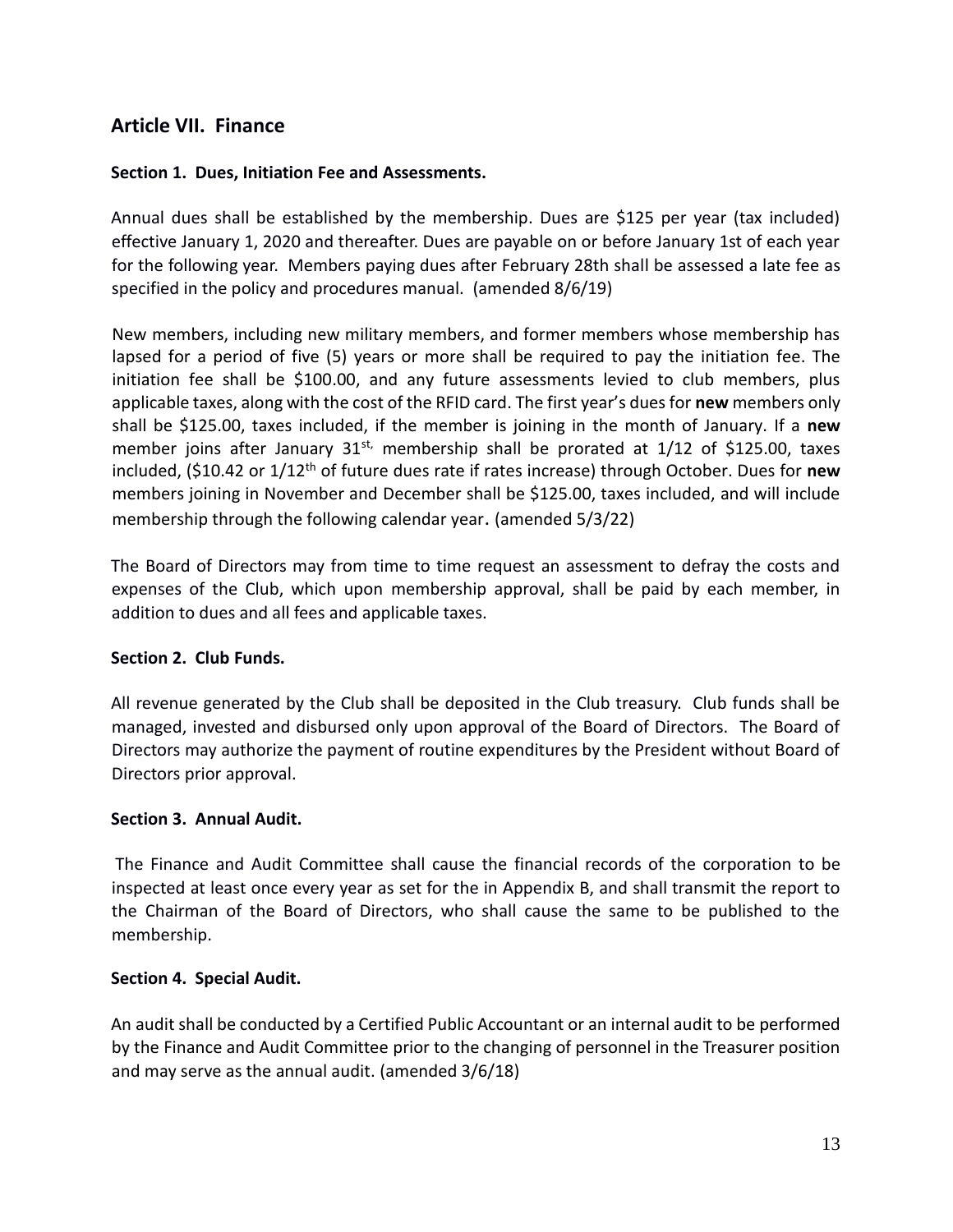## Article VII. Finance

### Section 1. Dues, Initiation Fee and Assessments.

Annual dues shall be established by the membership. Dues are $125 per year (tax included) effective January 1, 2020 and thereafter. Dues are payable on or before January 1st of each year for the following year. Members paying dues after February 28th shall be assessed a late fee as specified in the policy and procedures manual. (amended 8/6/19)

New members, including new military members, and former members whose membership has lapsed for a period of five (5) years or more shall be required to pay the initiation fee. The initiation fee shall be $100.00, and any future assessments levied to club members, plus applicable taxes, along with the cost of the RFID card. The first year's dues for **new** members only shall be $125.00, taxes included, if the member is joining in the month of January. If a **new** member joins after January 31st, membership shall be prorated at 1/12 of $125.00, taxes included, ($10.42 or 1/12th of future dues rate if rates increase) through October. Dues for **new** members joining in November and December shall be $125.00, taxes included, and will include membership through the following calendar year. (amended 5/3/22)

The Board of Directors may from time to time request an assessment to defray the costs and expenses of the Club, which upon membership approval, shall be paid by each member, in addition to dues and all fees and applicable taxes.

### Section 2. Club Funds.

All revenue generated by the Club shall be deposited in the Club treasury. Club funds shall be managed, invested and disbursed only upon approval of the Board of Directors. The Board of Directors may authorize the payment of routine expenditures by the President without Board of Directors prior approval.

### Section 3. Annual Audit.

The Finance and Audit Committee shall cause the financial records of the corporation to be inspected at least once every year as set for the in Appendix B, and shall transmit the report to the Chairman of the Board of Directors, who shall cause the same to be published to the membership.

### Section 4. Special Audit.

An audit shall be conducted by a Certified Public Accountant or an internal audit to be performed by the Finance and Audit Committee prior to the changing of personnel in the Treasurer position and may serve as the annual audit. (amended 3/6/18)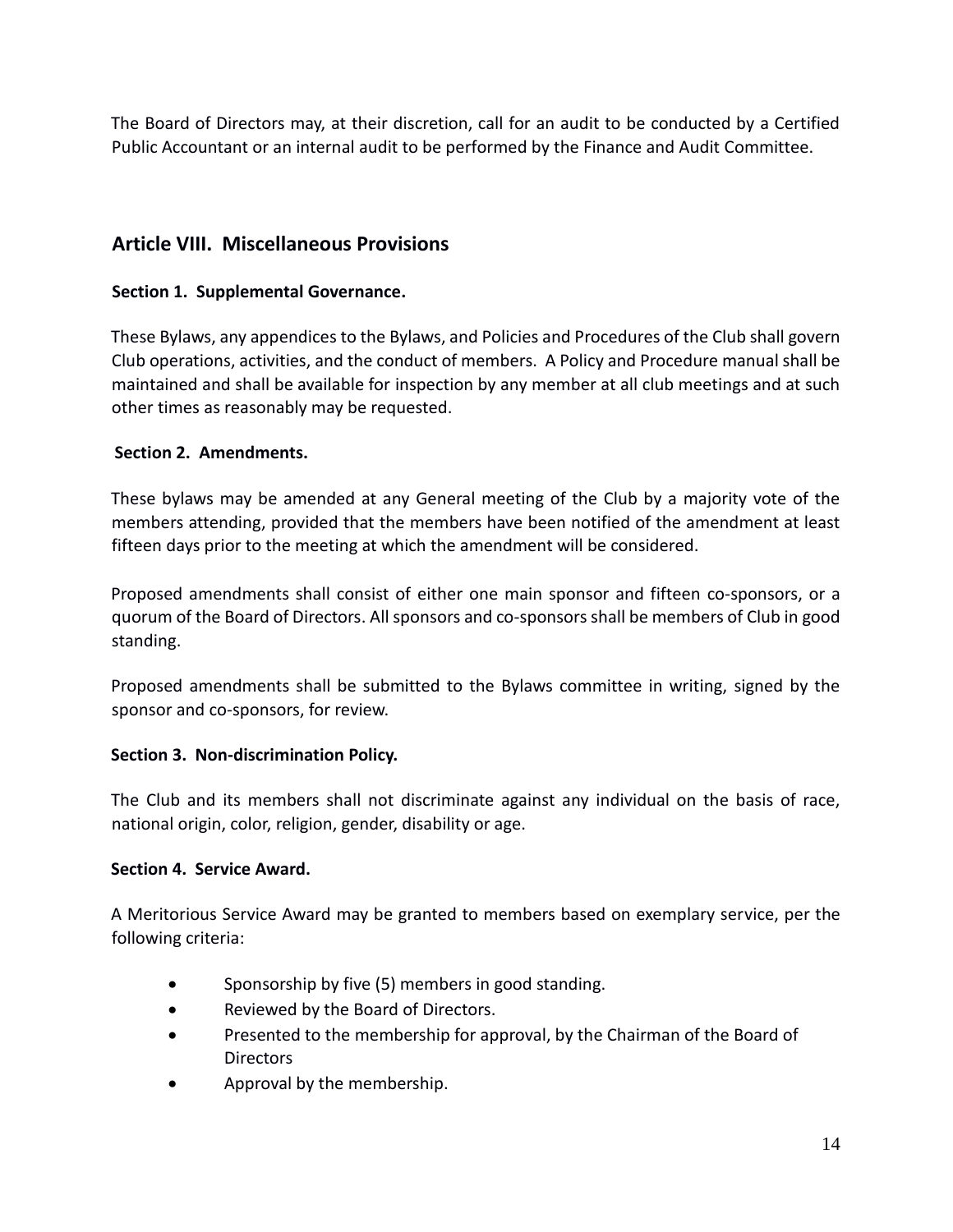The Board of Directors may, at their discretion, call for an audit to be conducted by a Certified Public Accountant or an internal audit to be performed by the Finance and Audit Committee.

## Article VIII. Miscellaneous Provisions

### Section 1. Supplemental Governance.

These Bylaws, any appendices to the Bylaws, and Policies and Procedures of the Club shall govern Club operations, activities, and the conduct of members. A Policy and Procedure manual shall be maintained and shall be available for inspection by any member at all club meetings and at such other times as reasonably may be requested.

### Section 2. Amendments.

These bylaws may be amended at any General meeting of the Club by a majority vote of the members attending, provided that the members have been notified of the amendment at least fifteen days prior to the meeting at which the amendment will be considered.

Proposed amendments shall consist of either one main sponsor and fifteen co-sponsors, or a quorum of the Board of Directors. All sponsors and co-sponsors shall be members of Club in good standing.

Proposed amendments shall be submitted to the Bylaws committee in writing, signed by the sponsor and co-sponsors, for review.

### Section 3. Non-discrimination Policy.

The Club and its members shall not discriminate against any individual on the basis of race, national origin, color, religion, gender, disability or age.

### Section 4. Service Award.

A Meritorious Service Award may be granted to members based on exemplary service, per the following criteria:

- Sponsorship by five (5) members in good standing.
- Reviewed by the Board of Directors.
- Presented to the membership for approval, by the Chairman of the Board of Directors
- Approval by the membership.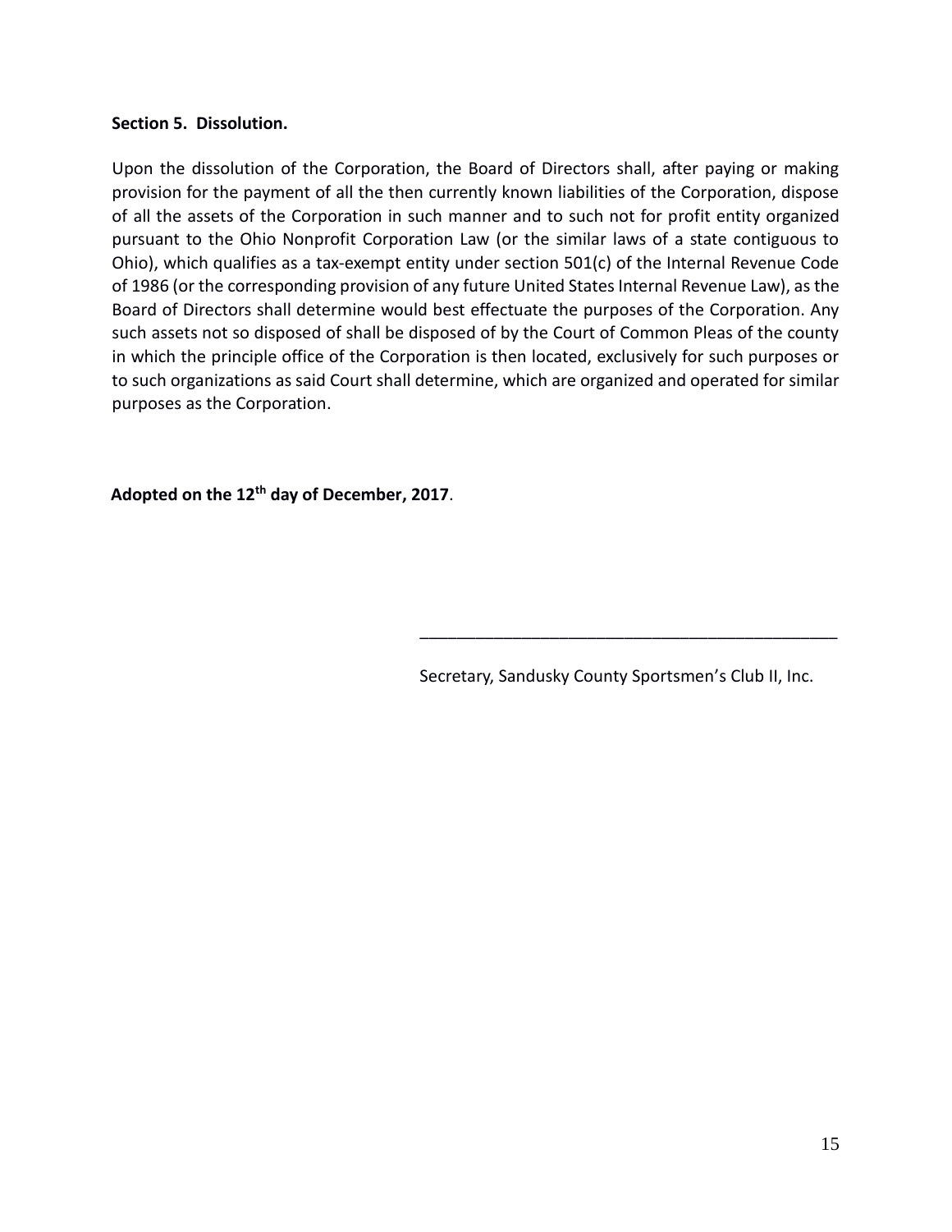**Section 5. Dissolution.**

Upon the dissolution of the Corporation, the Board of Directors shall, after paying or making provision for the payment of all the then currently known liabilities of the Corporation, dispose of all the assets of the Corporation in such manner and to such not for profit entity organized pursuant to the Ohio Nonprofit Corporation Law (or the similar laws of a state contiguous to Ohio), which qualifies as a tax-exempt entity under section 501(c) of the Internal Revenue Code of 1986 (or the corresponding provision of any future United States Internal Revenue Law), as the Board of Directors shall determine would best effectuate the purposes of the Corporation. Any such assets not so disposed of shall be disposed of by the Court of Common Pleas of the county in which the principle office of the Corporation is then located, exclusively for such purposes or to such organizations as said Court shall determine, which are organized and operated for similar purposes as the Corporation.

**Adopted on the 12th day of December, 2017**.

\_\_\_\_\_\_\_\_\_\_\_\_\_\_\_\_\_\_\_\_\_\_\_\_\_\_\_\_\_\_\_\_\_\_\_\_\_\_\_\_\_\_\_\_\_\_

Secretary, Sandusky County Sportsmen's Club II, Inc.